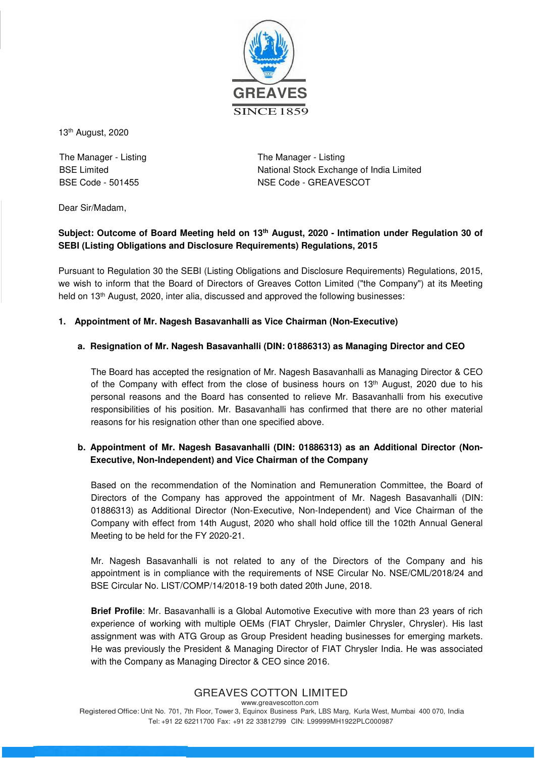13th August, 2020

The Manager - Listing
BSE Limited
BSE Code - 501455

The Manager - Listing
National Stock Exchange of India Limited
NSE Code - GREAVESCOT

Dear Sir/Madam,

**Subject: Outcome of Board Meeting held on 13th August, 2020 - Intimation under Regulation 30 of SEBI (Listing Obligations and Disclosure Requirements) Regulations, 2015**

Pursuant to Regulation 30 the SEBI (Listing Obligations and Disclosure Requirements) Regulations, 2015, we wish to inform that the Board of Directors of Greaves Cotton Limited ("the Company") at its Meeting held on 13th August, 2020, inter alia, discussed and approved the following businesses:

**1. Appointment of Mr. Nagesh Basavanhalli as Vice Chairman (Non-Executive)**

**a. Resignation of Mr. Nagesh Basavanhalli (DIN: 01886313) as Managing Director and CEO**

The Board has accepted the resignation of Mr. Nagesh Basavanhalli as Managing Director & CEO of the Company with effect from the close of business hours on 13th August, 2020 due to his personal reasons and the Board has consented to relieve Mr. Basavanhalli from his executive responsibilities of his position. Mr. Basavanhalli has confirmed that there are no other material reasons for his resignation other than one specified above.

**b. Appointment of Mr. Nagesh Basavanhalli (DIN: 01886313) as an Additional Director (Non-Executive, Non-Independent) and Vice Chairman of the Company**

Based on the recommendation of the Nomination and Remuneration Committee, the Board of Directors of the Company has approved the appointment of Mr. Nagesh Basavanhalli (DIN: 01886313) as Additional Director (Non-Executive, Non-Independent) and Vice Chairman of the Company with effect from 14th August, 2020 who shall hold office till the 102th Annual General Meeting to be held for the FY 2020-21.

Mr. Nagesh Basavanhalli is not related to any of the Directors of the Company and his appointment is in compliance with the requirements of NSE Circular No. NSE/CML/2018/24 and BSE Circular No. LIST/COMP/14/2018-19 both dated 20th June, 2018.

**Brief Profile**: Mr. Basavanhalli is a Global Automotive Executive with more than 23 years of rich experience of working with multiple OEMs (FIAT Chrysler, Daimler Chrysler, Chrysler). His last assignment was with ATG Group as Group President heading businesses for emerging markets. He was previously the President & Managing Director of FIAT Chrysler India. He was associated with the Company as Managing Director & CEO since 2016.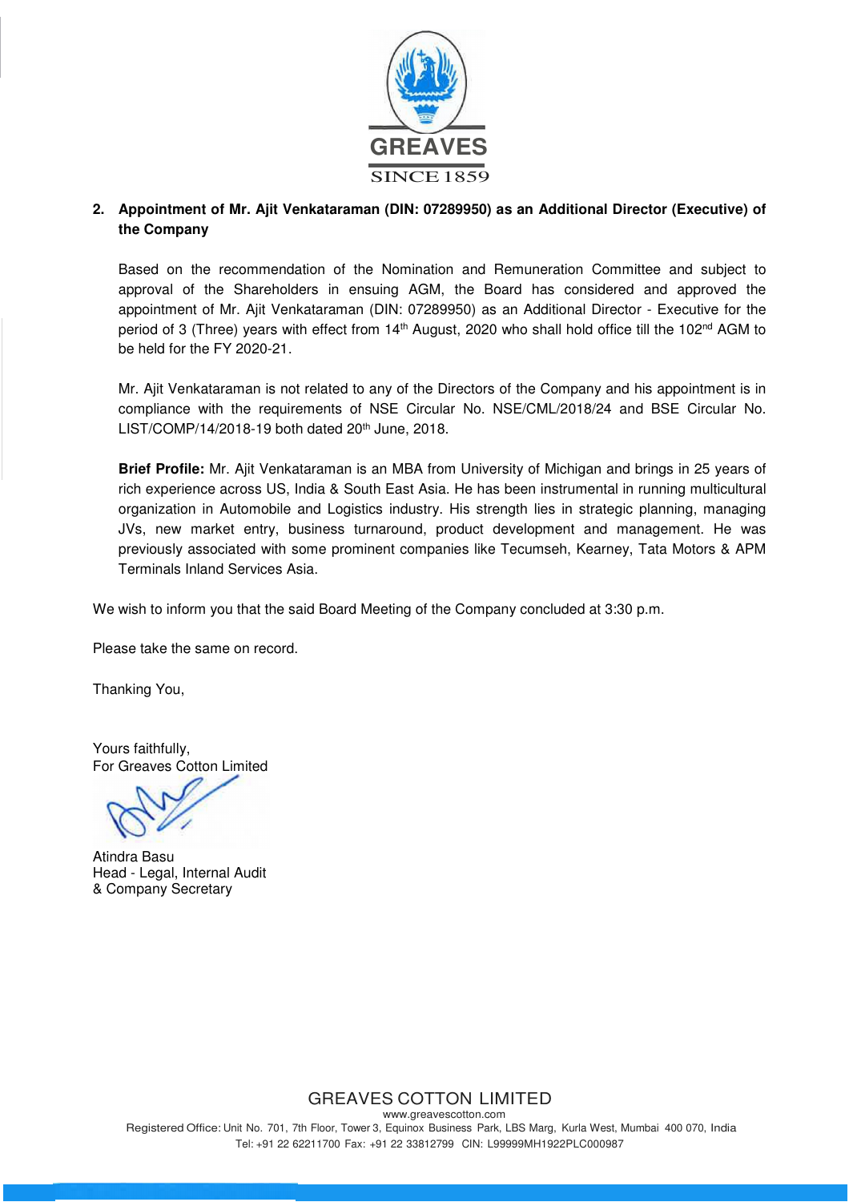2. **Appointment of Mr. Ajit Venkataraman (DIN: 07289950) as an Additional Director (Executive) of the Company**

   Based on the recommendation of the Nomination and Remuneration Committee and subject to approval of the Shareholders in ensuing AGM, the Board has considered and approved the appointment of Mr. Ajit Venkataraman (DIN: 07289950) as an Additional Director - Executive for the period of 3 (Three) years with effect from 14th August, 2020 who shall hold office till the 102nd AGM to be held for the FY 2020-21.

   Mr. Ajit Venkataraman is not related to any of the Directors of the Company and his appointment is in compliance with the requirements of NSE Circular No. NSE/CML/2018/24 and BSE Circular No. LIST/COMP/14/2018-19 both dated 20th June, 2018.

   **Brief Profile:** Mr. Ajit Venkataraman is an MBA from University of Michigan and brings in 25 years of rich experience across US, India & South East Asia. He has been instrumental in running multicultural organization in Automobile and Logistics industry. His strength lies in strategic planning, managing JVs, new market entry, business turnaround, product development and management. He was previously associated with some prominent companies like Tecumseh, Kearney, Tata Motors & APM Terminals Inland Services Asia.

We wish to inform you that the said Board Meeting of the Company concluded at 3:30 p.m.

Please take the same on record.

Thanking You,

Yours faithfully,
For Greaves Cotton Limited

Atindra Basu
Head - Legal, Internal Audit
& Company Secretary

GREAVES COTTON LIMITED
www.greavescotton.com
Registered Office: Unit No. 701, 7th Floor, Tower 3, Equinox Business Park, LBS Marg, Kurla West, Mumbai 400 070, India
Tel: +91 22 62211700 Fax: +91 22 33812799 CIN: L99999MH1922PLC000987